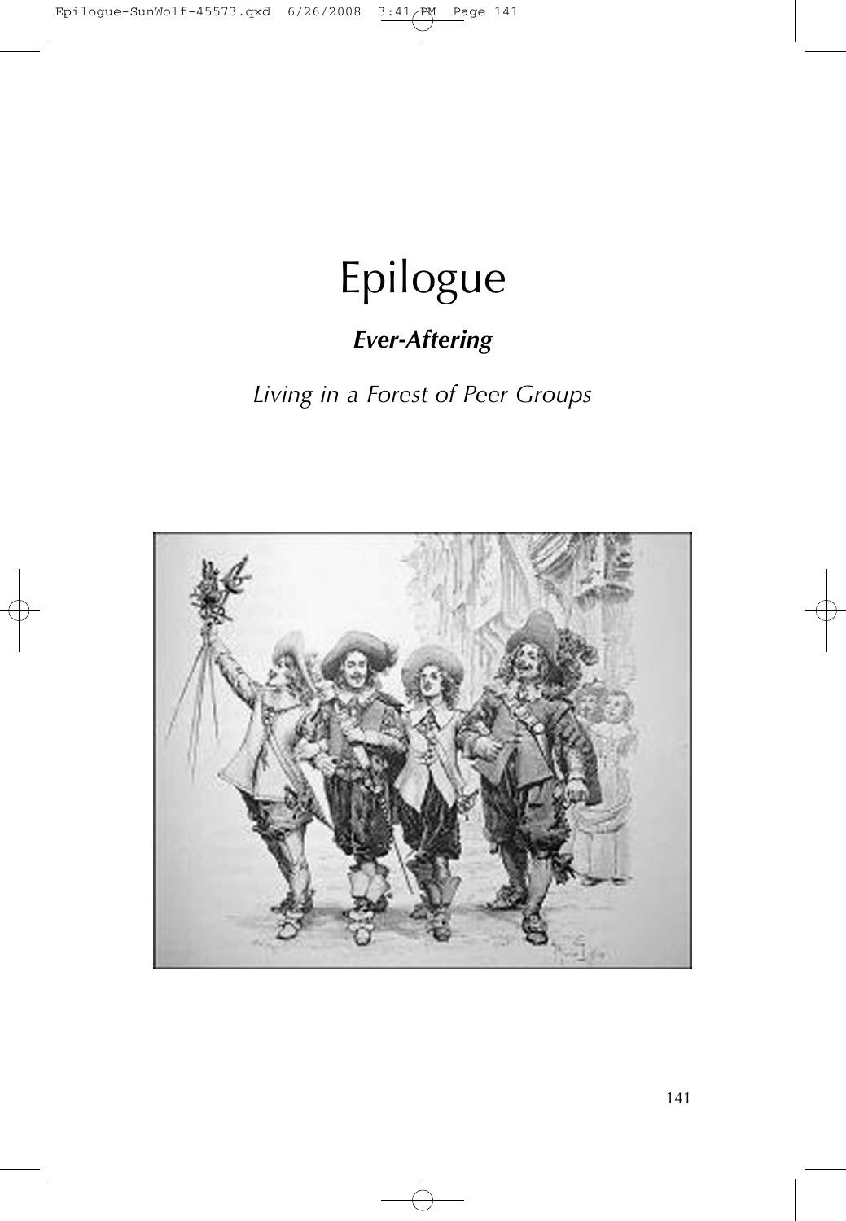# Epilogue

## *Ever-Aftering*

*Living in a Forest of Peer Groups*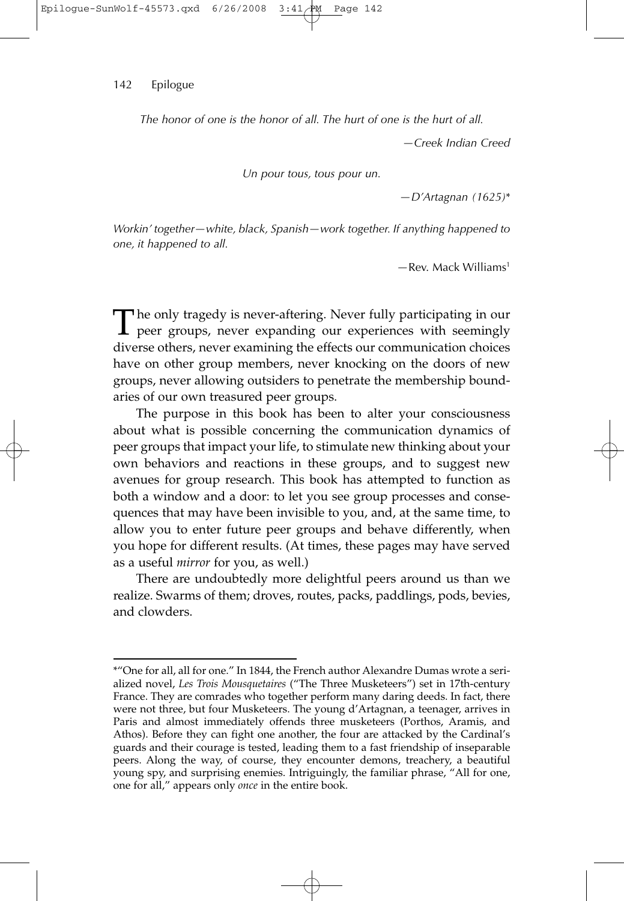*The honor of one is the honor of all. The hurt of one is the hurt of all.*

—*Creek Indian Creed*

*Un pour tous, tous pour un.*

—*D'Artagnan (1625)**

*Workin' together—white, black, Spanish—work together. If anything happened to one, it happened to all.*

—Rev. Mack Williams[1]

The only tragedy is never-aftering. Never fully participating in our peer groups, never expanding our experiences with seemingly diverse others, never examining the effects our communication choices have on other group members, never knocking on the doors of new groups, never allowing outsiders to penetrate the membership boundaries of our own treasured peer groups.

The purpose in this book has been to alter your consciousness about what is possible concerning the communication dynamics of peer groups that impact your life, to stimulate new thinking about your own behaviors and reactions in these groups, and to suggest new avenues for group research. This book has attempted to function as both a window and a door: to let you see group processes and consequences that may have been invisible to you, and, at the same time, to allow you to enter future peer groups and behave differently, when you hope for different results. (At times, these pages may have served as a useful *mirror* for you, as well.)

There are undoubtedly more delightful peers around us than we realize. Swarms of them; droves, routes, packs, paddlings, pods, bevies, and clowders.

---

*"One for all, all for one." In 1844, the French author Alexandre Dumas wrote a serialized novel, *Les Trois Mousquetaires* ("The Three Musketeers") set in 17th-century France. They are comrades who together perform many daring deeds. In fact, there were not three, but four Musketeers. The young d'Artagnan, a teenager, arrives in Paris and almost immediately offends three musketeers (Porthos, Aramis, and Athos). Before they can fight one another, the four are attacked by the Cardinal's guards and their courage is tested, leading them to a fast friendship of inseparable peers. Along the way, of course, they encounter demons, treachery, a beautiful young spy, and surprising enemies. Intriguingly, the familiar phrase, "All for one, one for all," appears only *once* in the entire book.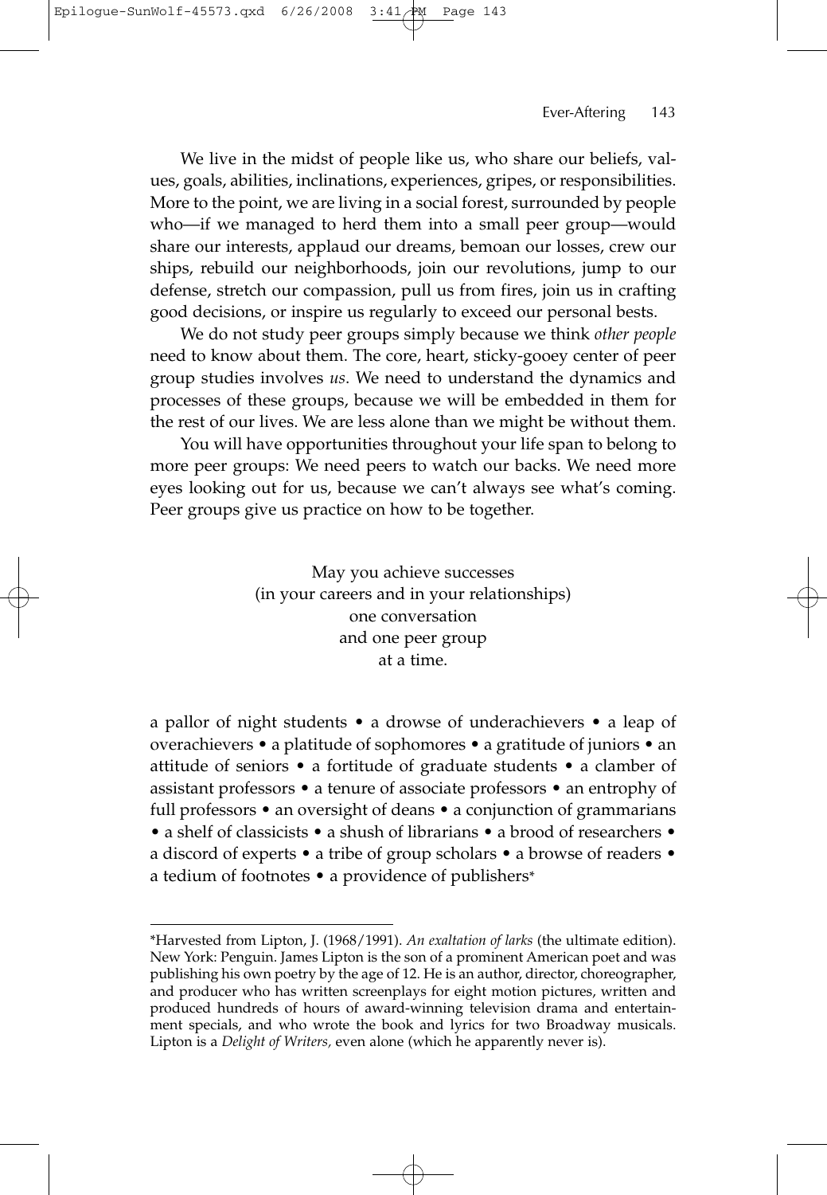We live in the midst of people like us, who share our beliefs, values, goals, abilities, inclinations, experiences, gripes, or responsibilities. More to the point, we are living in a social forest, surrounded by people who—if we managed to herd them into a small peer group—would share our interests, applaud our dreams, bemoan our losses, crew our ships, rebuild our neighborhoods, join our revolutions, jump to our defense, stretch our compassion, pull us from fires, join us in crafting good decisions, or inspire us regularly to exceed our personal bests.

We do not study peer groups simply because we think *other people* need to know about them. The core, heart, sticky-gooey center of peer group studies involves *us*. We need to understand the dynamics and processes of these groups, because we will be embedded in them for the rest of our lives. We are less alone than we might be without them.

You will have opportunities throughout your life span to belong to more peer groups: We need peers to watch our backs. We need more eyes looking out for us, because we can't always see what's coming. Peer groups give us practice on how to be together.

May you achieve successes
(in your careers and in your relationships)
one conversation
and one peer group
at a time.

a pallor of night students • a drowse of underachievers • a leap of overachievers • a platitude of sophomores • a gratitude of juniors • an attitude of seniors • a fortitude of graduate students • a clamber of assistant professors • a tenure of associate professors • an entrophy of full professors • an oversight of deans • a conjunction of grammarians • a shelf of classicists • a shush of librarians • a brood of researchers • a discord of experts • a tribe of group scholars • a browse of readers • a tedium of footnotes • a providence of publishers*

---

*Harvested from Lipton, J. (1968/1991). *An exaltation of larks* (the ultimate edition). New York: Penguin. James Lipton is the son of a prominent American poet and was publishing his own poetry by the age of 12. He is an author, director, choreographer, and producer who has written screenplays for eight motion pictures, written and produced hundreds of hours of award-winning television drama and entertainment specials, and who wrote the book and lyrics for two Broadway musicals. Lipton is a *Delight of Writers*, even alone (which he apparently never is).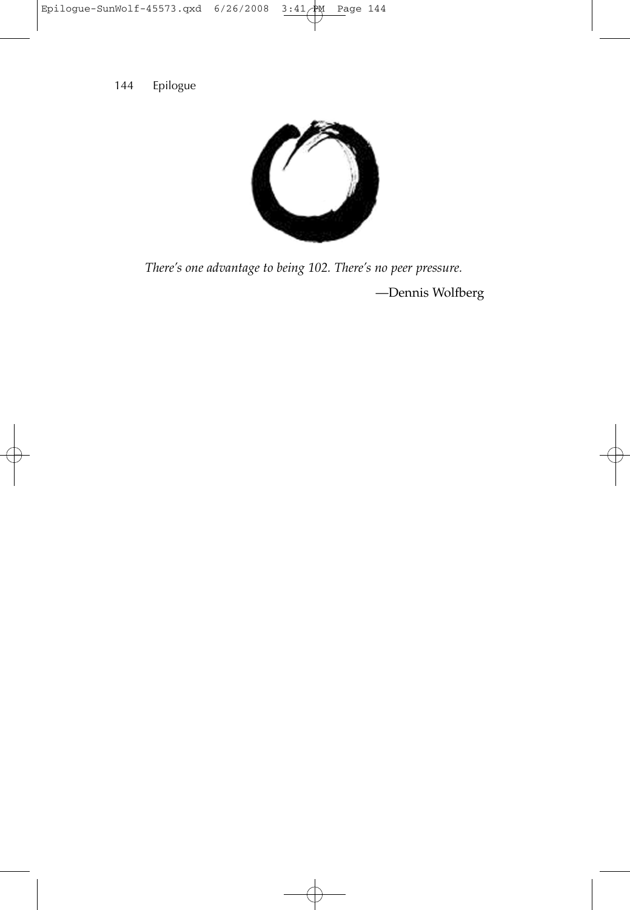*There's one advantage to being 102. There's no peer pressure.*

—Dennis Wolfberg